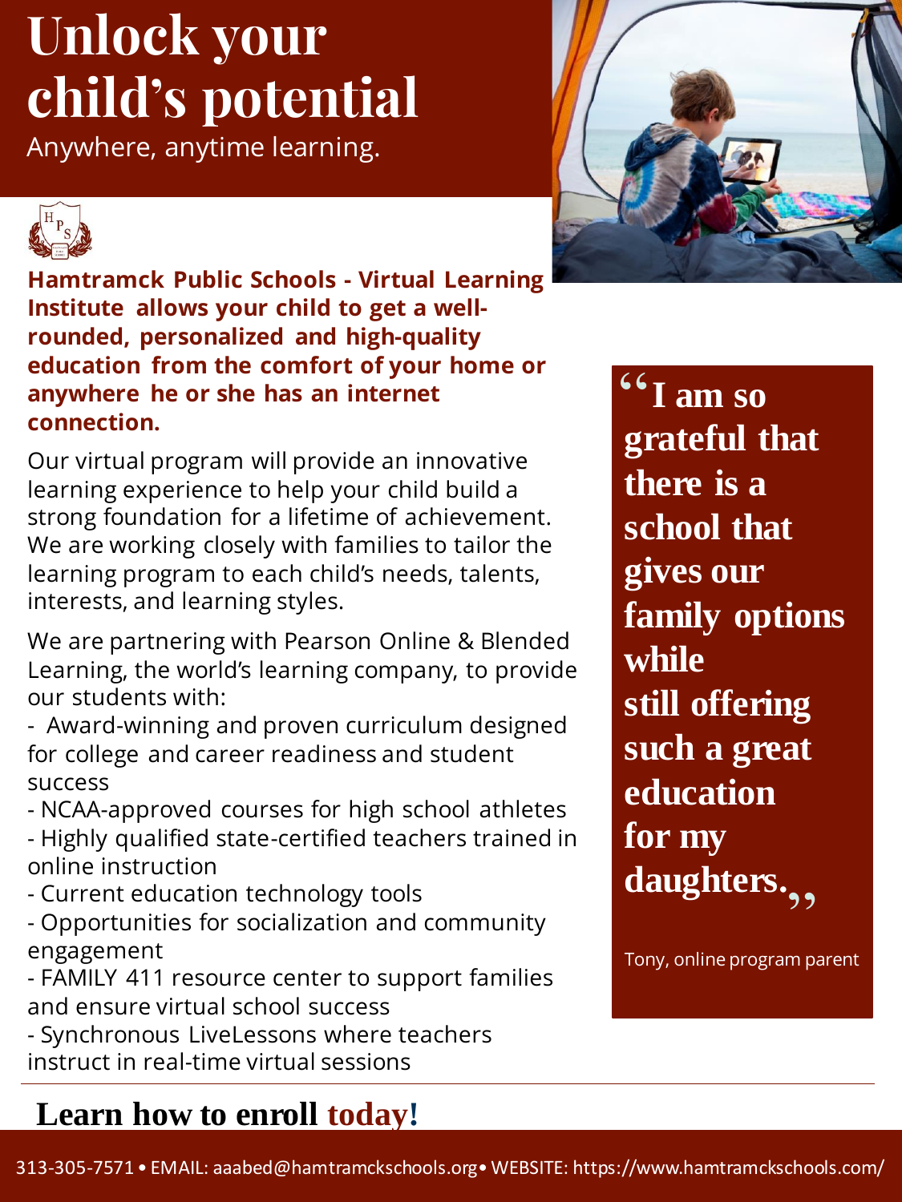# Unlock your child's potential

Anywhere, anytime learning.

**Hamtramck Public Schools - Virtual Learning Institute allows your child to get a well-rounded, personalized and high-quality education from the comfort of your home or anywhere he or she has an internet connection.**

Our virtual program will provide an innovative learning experience to help your child build a strong foundation for a lifetime of achievement. We are working closely with families to tailor the learning program to each child's needs, talents, interests, and learning styles.

We are partnering with Pearson Online & Blended Learning, the world's learning company, to provide our students with:

- Award-winning and proven curriculum designed for college and career readiness and student success
- NCAA-approved courses for high school athletes
- Highly qualified state-certified teachers trained in online instruction
- Current education technology tools
- Opportunities for socialization and community engagement
- FAMILY 411 resource center to support families and ensure virtual school success
- Synchronous LiveLessons where teachers instruct in real-time virtual sessions

> **"I am so grateful that there is a school that gives our family options while still offering such a great education for my daughters."**
>
> Tony, online program parent

## Learn how to enroll today!

313-305-7571 • EMAIL: aaabed@hamtramckschools.org • WEBSITE: https://www.hamtramckschools.com/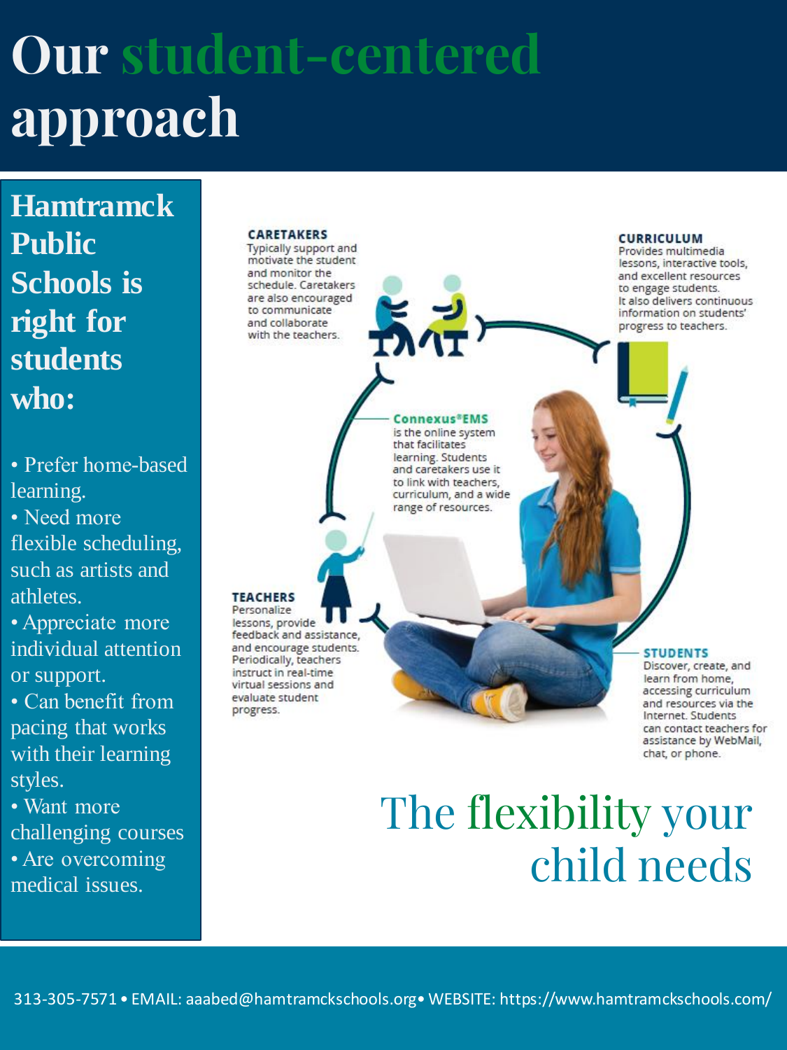# Our student-centered approach

## Hamtramck Public Schools is right for students who:

- Prefer home-based learning.
- Need more flexible scheduling, such as artists and athletes.
- Appreciate more individual attention or support.
- Can benefit from pacing that works with their learning styles.
- Want more challenging courses
- Are overcoming medical issues.

**CARETAKERS**
Typically support and motivate the student and monitor the schedule. Caretakers are also encouraged to communicate and collaborate with the teachers.

**CURRICULUM**
Provides multimedia lessons, interactive tools, and excellent resources to engage students. It also delivers continuous information on students' progress to teachers.

**Connexus®EMS**
is the online system that facilitates learning. Students and caretakers use it to link with teachers, curriculum, and a wide range of resources.

**TEACHERS**
Personalize lessons, provide feedback and assistance, and encourage students. Periodically, teachers instruct in real-time virtual sessions and evaluate student progress.

**STUDENTS**
Discover, create, and learn from home, accessing curriculum and resources via the Internet. Students can contact teachers for assistance by WebMail, chat, or phone.

## The flexibility your child needs

313-305-7571 • EMAIL: aaabed@hamtramckschools.org• WEBSITE: https://www.hamtramckschools.com/